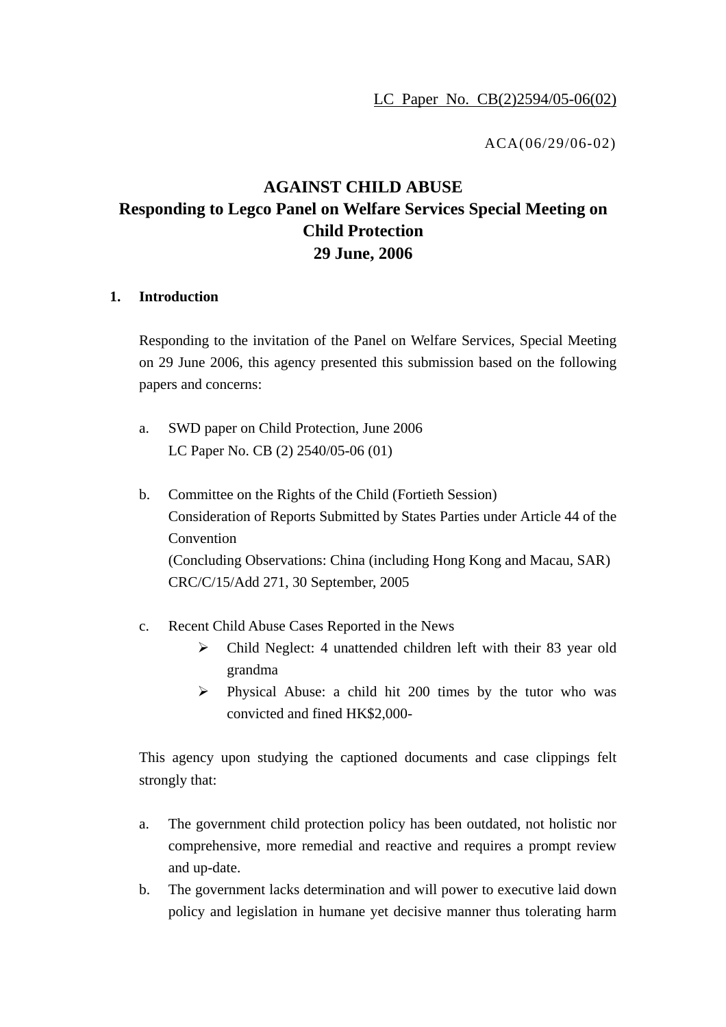LC Paper No. CB(2)2594/05-06(02)

ACA(06/29/06-02)

# AGAINST CHILD ABUSE
## Responding to Legco Panel on Welfare Services Special Meeting on Child Protection
## 29 June, 2006

### 1. Introduction

Responding to the invitation of the Panel on Welfare Services, Special Meeting on 29 June 2006, this agency presented this submission based on the following papers and concerns:

a. SWD paper on Child Protection, June 2006
   LC Paper No. CB (2) 2540/05-06 (01)

b. Committee on the Rights of the Child (Fortieth Session)
   Consideration of Reports Submitted by States Parties under Article 44 of the Convention
   (Concluding Observations: China (including Hong Kong and Macau, SAR)
   CRC/C/15/Add 271, 30 September, 2005

c. Recent Child Abuse Cases Reported in the News
   - Child Neglect: 4 unattended children left with their 83 year old grandma
   - Physical Abuse: a child hit 200 times by the tutor who was convicted and fined HK$2,000-

This agency upon studying the captioned documents and case clippings felt strongly that:

a. The government child protection policy has been outdated, not holistic nor comprehensive, more remedial and reactive and requires a prompt review and up-date.
b. The government lacks determination and will power to executive laid down policy and legislation in humane yet decisive manner thus tolerating harm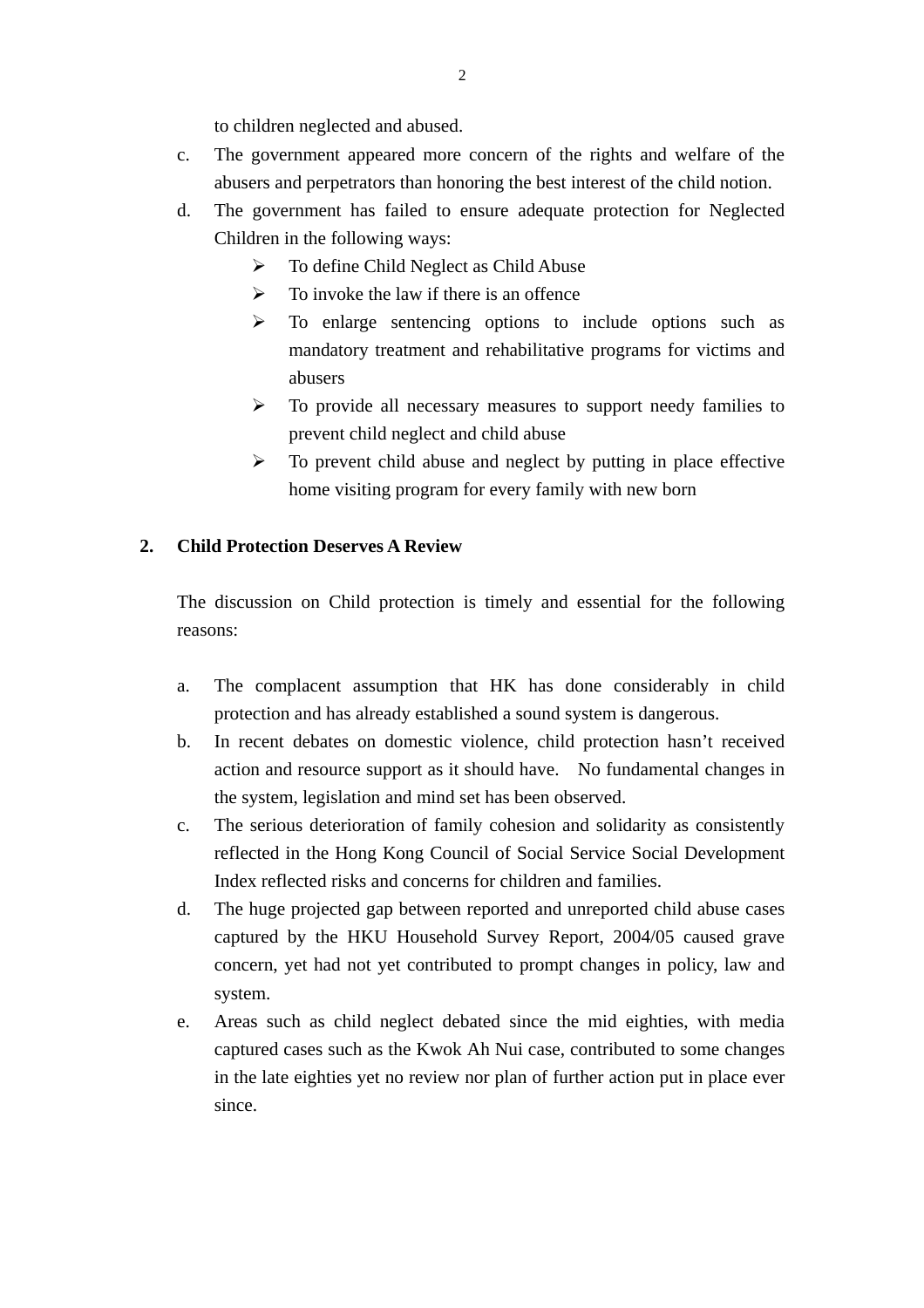to children neglected and abused.

c. The government appeared more concern of the rights and welfare of the abusers and perpetrators than honoring the best interest of the child notion.

d. The government has failed to ensure adequate protection for Neglected Children in the following ways:
   - To define Child Neglect as Child Abuse
   - To invoke the law if there is an offence
   - To enlarge sentencing options to include options such as mandatory treatment and rehabilitative programs for victims and abusers
   - To provide all necessary measures to support needy families to prevent child neglect and child abuse
   - To prevent child abuse and neglect by putting in place effective home visiting program for every family with new born

## 2. Child Protection Deserves A Review

The discussion on Child protection is timely and essential for the following reasons:

a. The complacent assumption that HK has done considerably in child protection and has already established a sound system is dangerous.

b. In recent debates on domestic violence, child protection hasn't received action and resource support as it should have. No fundamental changes in the system, legislation and mind set has been observed.

c. The serious deterioration of family cohesion and solidarity as consistently reflected in the Hong Kong Council of Social Service Social Development Index reflected risks and concerns for children and families.

d. The huge projected gap between reported and unreported child abuse cases captured by the HKU Household Survey Report, 2004/05 caused grave concern, yet had not yet contributed to prompt changes in policy, law and system.

e. Areas such as child neglect debated since the mid eighties, with media captured cases such as the Kwok Ah Nui case, contributed to some changes in the late eighties yet no review nor plan of further action put in place ever since.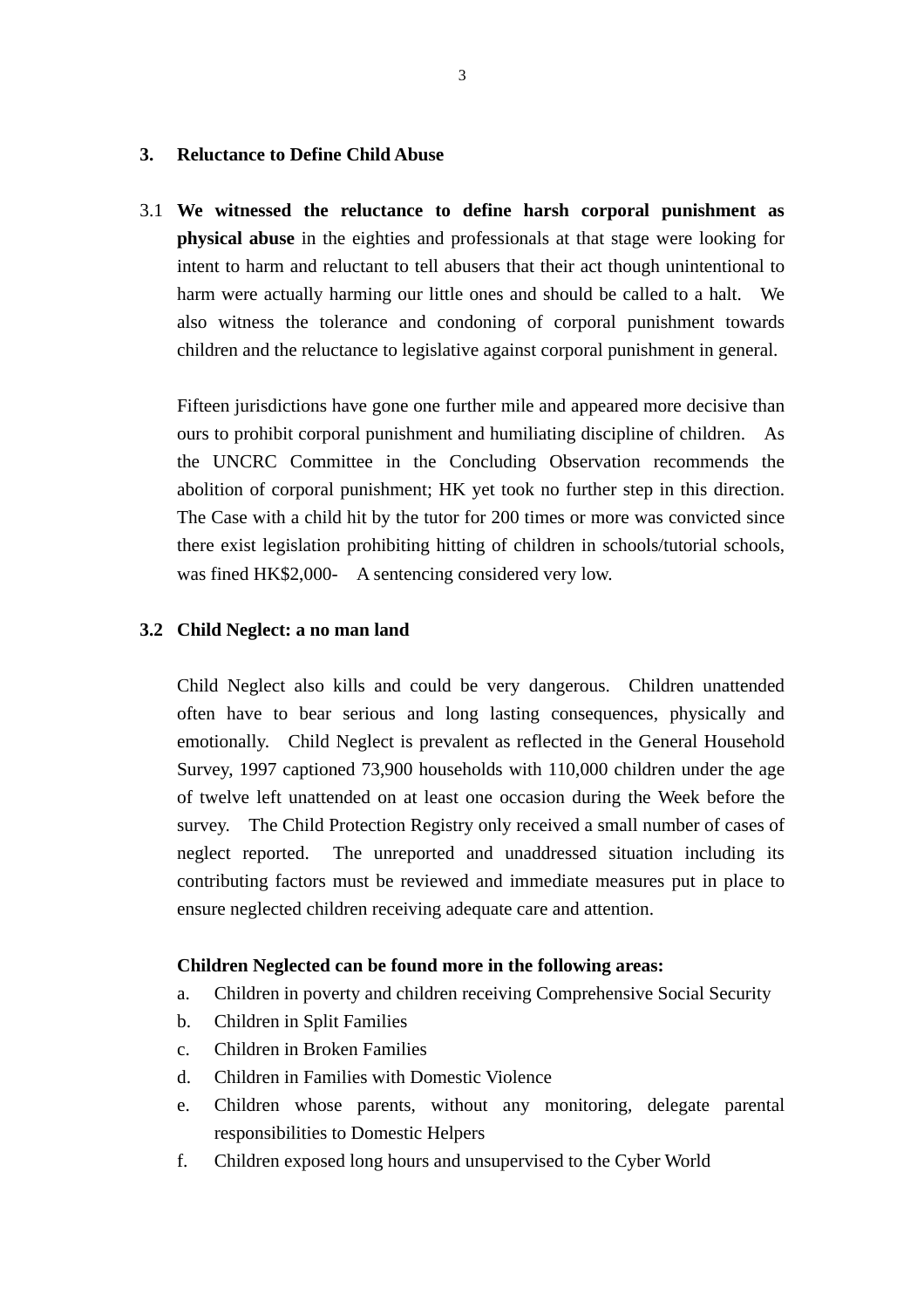## 3. Reluctance to Define Child Abuse

3.1 **We witnessed the reluctance to define harsh corporal punishment as physical abuse** in the eighties and professionals at that stage were looking for intent to harm and reluctant to tell abusers that their act though unintentional to harm were actually harming our little ones and should be called to a halt. We also witness the tolerance and condoning of corporal punishment towards children and the reluctance to legislative against corporal punishment in general.

Fifteen jurisdictions have gone one further mile and appeared more decisive than ours to prohibit corporal punishment and humiliating discipline of children. As the UNCRC Committee in the Concluding Observation recommends the abolition of corporal punishment; HK yet took no further step in this direction. The Case with a child hit by the tutor for 200 times or more was convicted since there exist legislation prohibiting hitting of children in schools/tutorial schools, was fined HK$2,000- A sentencing considered very low.

### 3.2 Child Neglect: a no man land

Child Neglect also kills and could be very dangerous. Children unattended often have to bear serious and long lasting consequences, physically and emotionally. Child Neglect is prevalent as reflected in the General Household Survey, 1997 captioned 73,900 households with 110,000 children under the age of twelve left unattended on at least one occasion during the Week before the survey. The Child Protection Registry only received a small number of cases of neglect reported. The unreported and unaddressed situation including its contributing factors must be reviewed and immediate measures put in place to ensure neglected children receiving adequate care and attention.

**Children Neglected can be found more in the following areas:**

a. Children in poverty and children receiving Comprehensive Social Security
b. Children in Split Families
c. Children in Broken Families
d. Children in Families with Domestic Violence
e. Children whose parents, without any monitoring, delegate parental responsibilities to Domestic Helpers
f. Children exposed long hours and unsupervised to the Cyber World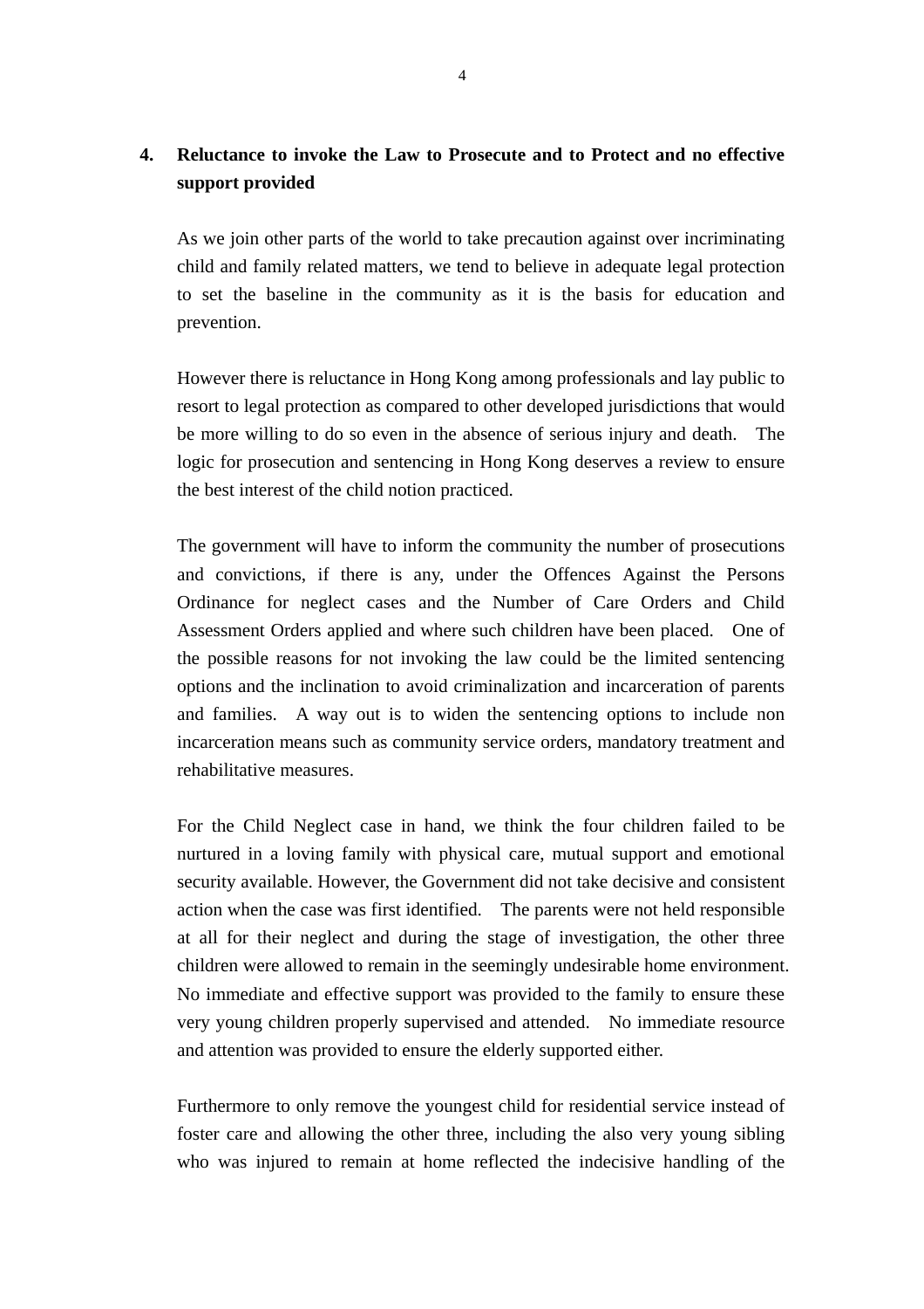4. **Reluctance to invoke the Law to Prosecute and to Protect and no effective support provided**

As we join other parts of the world to take precaution against over incriminating child and family related matters, we tend to believe in adequate legal protection to set the baseline in the community as it is the basis for education and prevention.

However there is reluctance in Hong Kong among professionals and lay public to resort to legal protection as compared to other developed jurisdictions that would be more willing to do so even in the absence of serious injury and death. The logic for prosecution and sentencing in Hong Kong deserves a review to ensure the best interest of the child notion practiced.

The government will have to inform the community the number of prosecutions and convictions, if there is any, under the Offences Against the Persons Ordinance for neglect cases and the Number of Care Orders and Child Assessment Orders applied and where such children have been placed. One of the possible reasons for not invoking the law could be the limited sentencing options and the inclination to avoid criminalization and incarceration of parents and families. A way out is to widen the sentencing options to include non incarceration means such as community service orders, mandatory treatment and rehabilitative measures.

For the Child Neglect case in hand, we think the four children failed to be nurtured in a loving family with physical care, mutual support and emotional security available. However, the Government did not take decisive and consistent action when the case was first identified. The parents were not held responsible at all for their neglect and during the stage of investigation, the other three children were allowed to remain in the seemingly undesirable home environment. No immediate and effective support was provided to the family to ensure these very young children properly supervised and attended. No immediate resource and attention was provided to ensure the elderly supported either.

Furthermore to only remove the youngest child for residential service instead of foster care and allowing the other three, including the also very young sibling who was injured to remain at home reflected the indecisive handling of the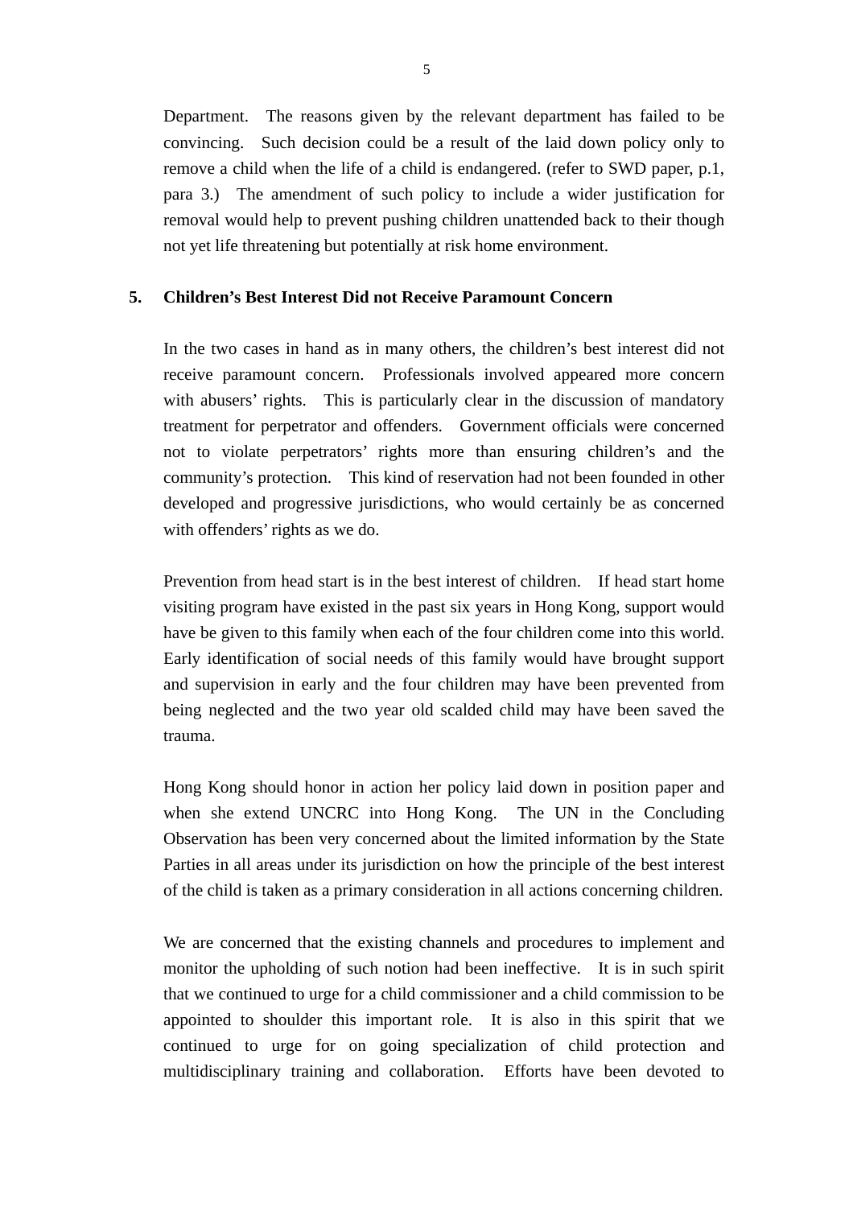Department. The reasons given by the relevant department has failed to be convincing. Such decision could be a result of the laid down policy only to remove a child when the life of a child is endangered. (refer to SWD paper, p.1, para 3.) The amendment of such policy to include a wider justification for removal would help to prevent pushing children unattended back to their though not yet life threatening but potentially at risk home environment.

**5. Children's Best Interest Did not Receive Paramount Concern**

In the two cases in hand as in many others, the children's best interest did not receive paramount concern. Professionals involved appeared more concern with abusers' rights. This is particularly clear in the discussion of mandatory treatment for perpetrator and offenders. Government officials were concerned not to violate perpetrators' rights more than ensuring children's and the community's protection. This kind of reservation had not been founded in other developed and progressive jurisdictions, who would certainly be as concerned with offenders' rights as we do.

Prevention from head start is in the best interest of children. If head start home visiting program have existed in the past six years in Hong Kong, support would have be given to this family when each of the four children come into this world. Early identification of social needs of this family would have brought support and supervision in early and the four children may have been prevented from being neglected and the two year old scalded child may have been saved the trauma.

Hong Kong should honor in action her policy laid down in position paper and when she extend UNCRC into Hong Kong. The UN in the Concluding Observation has been very concerned about the limited information by the State Parties in all areas under its jurisdiction on how the principle of the best interest of the child is taken as a primary consideration in all actions concerning children.

We are concerned that the existing channels and procedures to implement and monitor the upholding of such notion had been ineffective. It is in such spirit that we continued to urge for a child commissioner and a child commission to be appointed to shoulder this important role. It is also in this spirit that we continued to urge for on going specialization of child protection and multidisciplinary training and collaboration. Efforts have been devoted to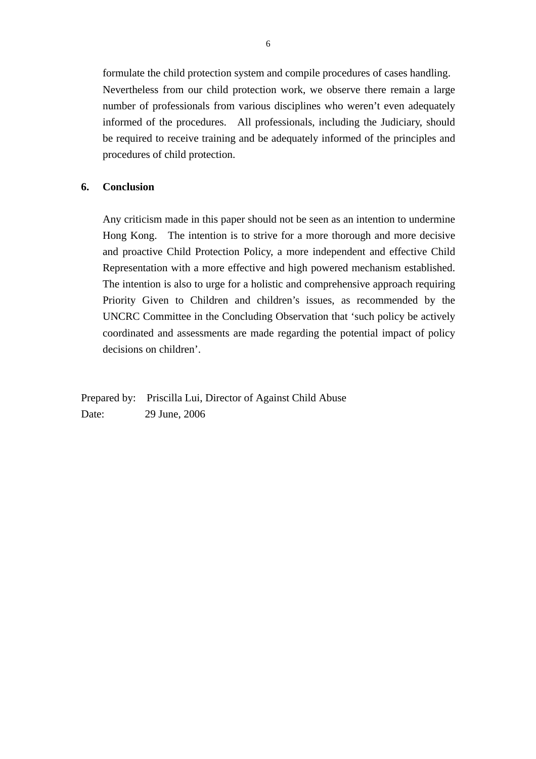formulate the child protection system and compile procedures of cases handling. Nevertheless from our child protection work, we observe there remain a large number of professionals from various disciplines who weren't even adequately informed of the procedures. All professionals, including the Judiciary, should be required to receive training and be adequately informed of the principles and procedures of child protection.

## 6. Conclusion

Any criticism made in this paper should not be seen as an intention to undermine Hong Kong. The intention is to strive for a more thorough and more decisive and proactive Child Protection Policy, a more independent and effective Child Representation with a more effective and high powered mechanism established. The intention is also to urge for a holistic and comprehensive approach requiring Priority Given to Children and children's issues, as recommended by the UNCRC Committee in the Concluding Observation that 'such policy be actively coordinated and assessments are made regarding the potential impact of policy decisions on children'.

Prepared by: Priscilla Lui, Director of Against Child Abuse
Date: 29 June, 2006